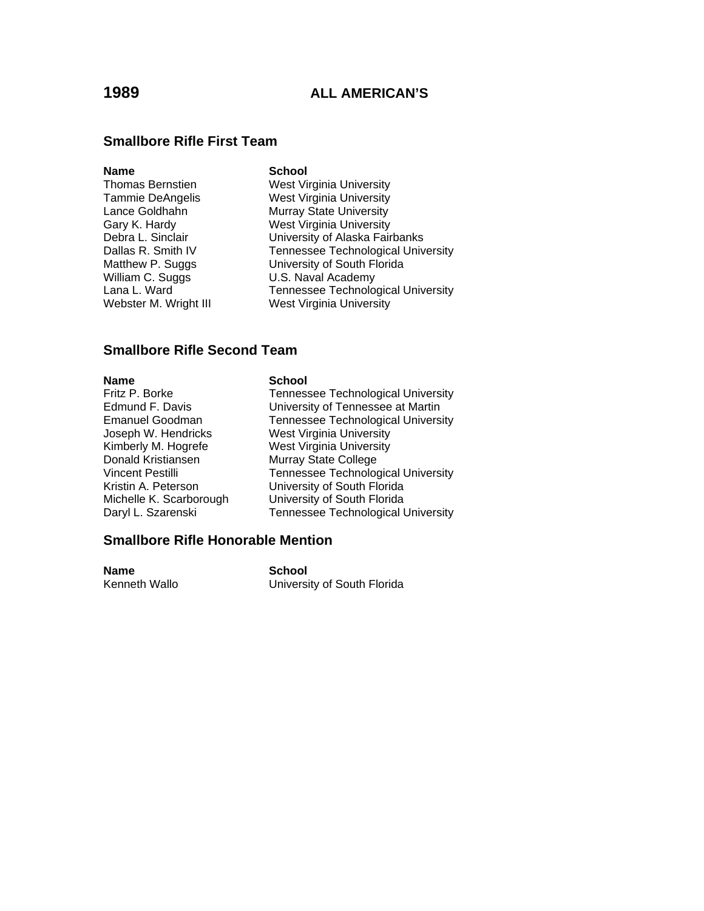# 1989 ALL AMERICAN'S

## Smallbore Rifle First Team

| Name | School |
|---|---|
| Thomas Bernstien | West Virginia University |
| Tammie DeAngelis | West Virginia University |
| Lance Goldhahn | Murray State University |
| Gary K. Hardy | West Virginia University |
| Debra L. Sinclair | University of Alaska Fairbanks |
| Dallas R. Smith IV | Tennessee Technological University |
| Matthew P. Suggs | University of South Florida |
| William C. Suggs | U.S. Naval Academy |
| Lana L. Ward | Tennessee Technological University |
| Webster M. Wright III | West Virginia University |

## Smallbore Rifle Second Team

| Name | School |
|---|---|
| Fritz P. Borke | Tennessee Technological University |
| Edmund F. Davis | University of Tennessee at Martin |
| Emanuel Goodman | Tennessee Technological University |
| Joseph W. Hendricks | West Virginia University |
| Kimberly M. Hogrefe | West Virginia University |
| Donald Kristiansen | Murray State College |
| Vincent Pestilli | Tennessee Technological University |
| Kristin A. Peterson | University of South Florida |
| Michelle K. Scarborough | University of South Florida |
| Daryl L. Szarenski | Tennessee Technological University |

## Smallbore Rifle Honorable Mention

| Name | School |
|---|---|
| Kenneth Wallo | University of South Florida |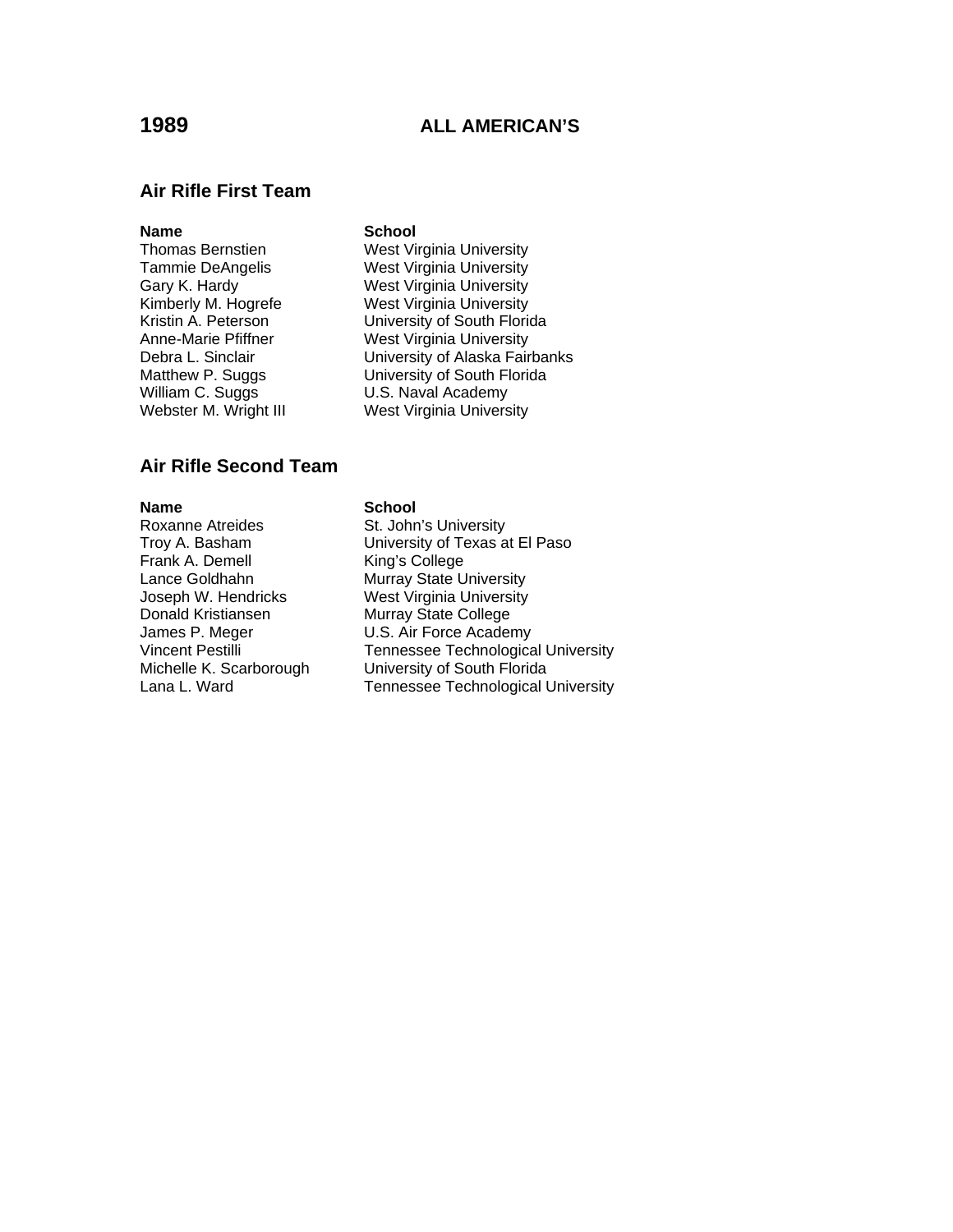# 1989 ALL AMERICAN'S

## Air Rifle First Team

| Name | School |
| --- | --- |
| Thomas Bernstien | West Virginia University |
| Tammie DeAngelis | West Virginia University |
| Gary K. Hardy | West Virginia University |
| Kimberly M. Hogrefe | West Virginia University |
| Kristin A. Peterson | University of South Florida |
| Anne-Marie Pfiffner | West Virginia University |
| Debra L. Sinclair | University of Alaska Fairbanks |
| Matthew P. Suggs | University of South Florida |
| William C. Suggs | U.S. Naval Academy |
| Webster M. Wright III | West Virginia University |

## Air Rifle Second Team

| Name | School |
| --- | --- |
| Roxanne Atreides | St. John's University |
| Troy A. Basham | University of Texas at El Paso |
| Frank A. Demell | King's College |
| Lance Goldhahn | Murray State University |
| Joseph W. Hendricks | West Virginia University |
| Donald Kristiansen | Murray State College |
| James P. Meger | U.S. Air Force Academy |
| Vincent Pestilli | Tennessee Technological University |
| Michelle K. Scarborough | University of South Florida |
| Lana L. Ward | Tennessee Technological University |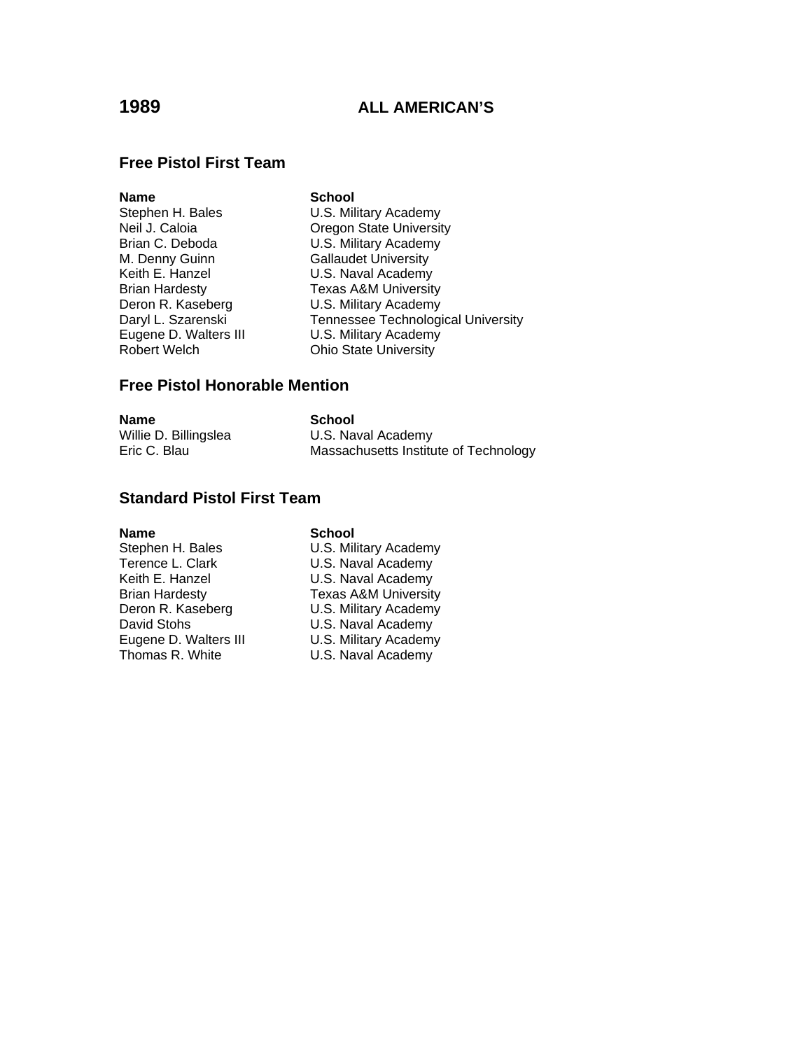# 1989 ALL AMERICAN'S

## Free Pistol First Team

| Name | School |
|---|---|
| Stephen H. Bales | U.S. Military Academy |
| Neil J. Caloia | Oregon State University |
| Brian C. Deboda | U.S. Military Academy |
| M. Denny Guinn | Gallaudet University |
| Keith E. Hanzel | U.S. Naval Academy |
| Brian Hardesty | Texas A&M University |
| Deron R. Kaseberg | U.S. Military Academy |
| Daryl L. Szarenski | Tennessee Technological University |
| Eugene D. Walters III | U.S. Military Academy |
| Robert Welch | Ohio State University |

## Free Pistol Honorable Mention

| Name | School |
|---|---|
| Willie D. Billingslea | U.S. Naval Academy |
| Eric C. Blau | Massachusetts Institute of Technology |

## Standard Pistol First Team

| Name | School |
|---|---|
| Stephen H. Bales | U.S. Military Academy |
| Terence L. Clark | U.S. Naval Academy |
| Keith E. Hanzel | U.S. Naval Academy |
| Brian Hardesty | Texas A&M University |
| Deron R. Kaseberg | U.S. Military Academy |
| David Stohs | U.S. Naval Academy |
| Eugene D. Walters III | U.S. Military Academy |
| Thomas R. White | U.S. Naval Academy |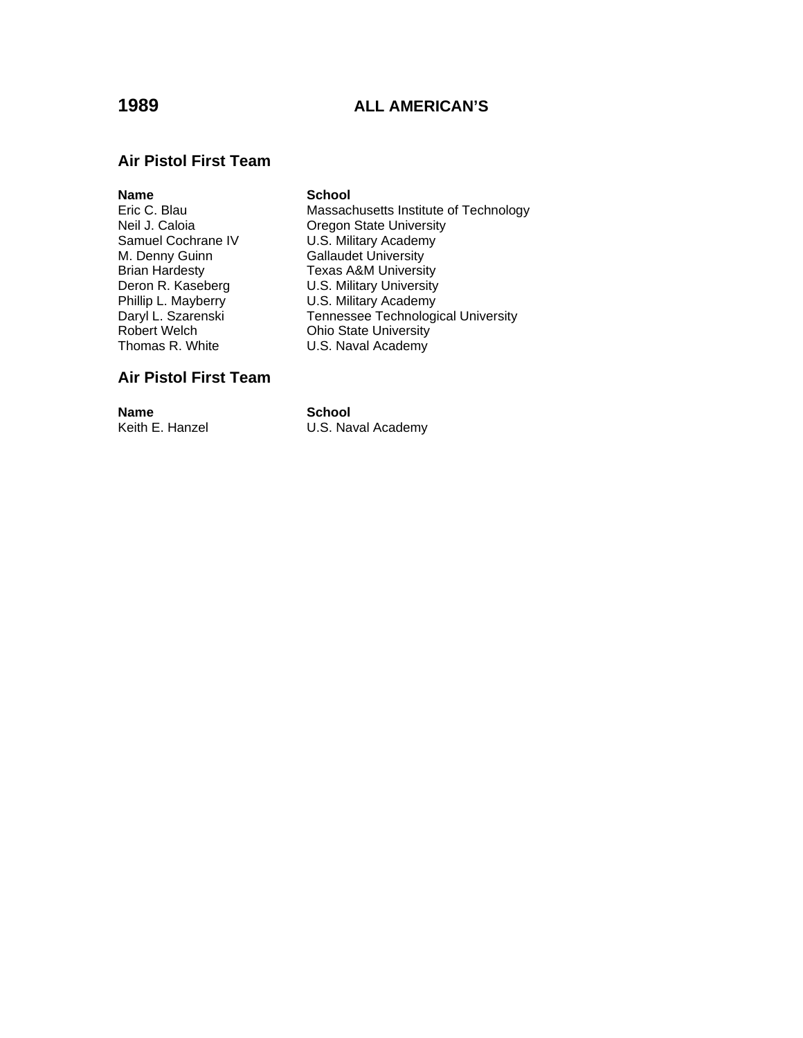# 1989 ALL AMERICAN'S

## Air Pistol First Team

| Name | School |
|---|---|
| Eric C. Blau | Massachusetts Institute of Technology |
| Neil J. Caloia | Oregon State University |
| Samuel Cochrane IV | U.S. Military Academy |
| M. Denny Guinn | Gallaudet University |
| Brian Hardesty | Texas A&M University |
| Deron R. Kaseberg | U.S. Military University |
| Phillip L. Mayberry | U.S. Military Academy |
| Daryl L. Szarenski | Tennessee Technological University |
| Robert Welch | Ohio State University |
| Thomas R. White | U.S. Naval Academy |

## Air Pistol First Team

| Name | School |
|---|---|
| Keith E. Hanzel | U.S. Naval Academy |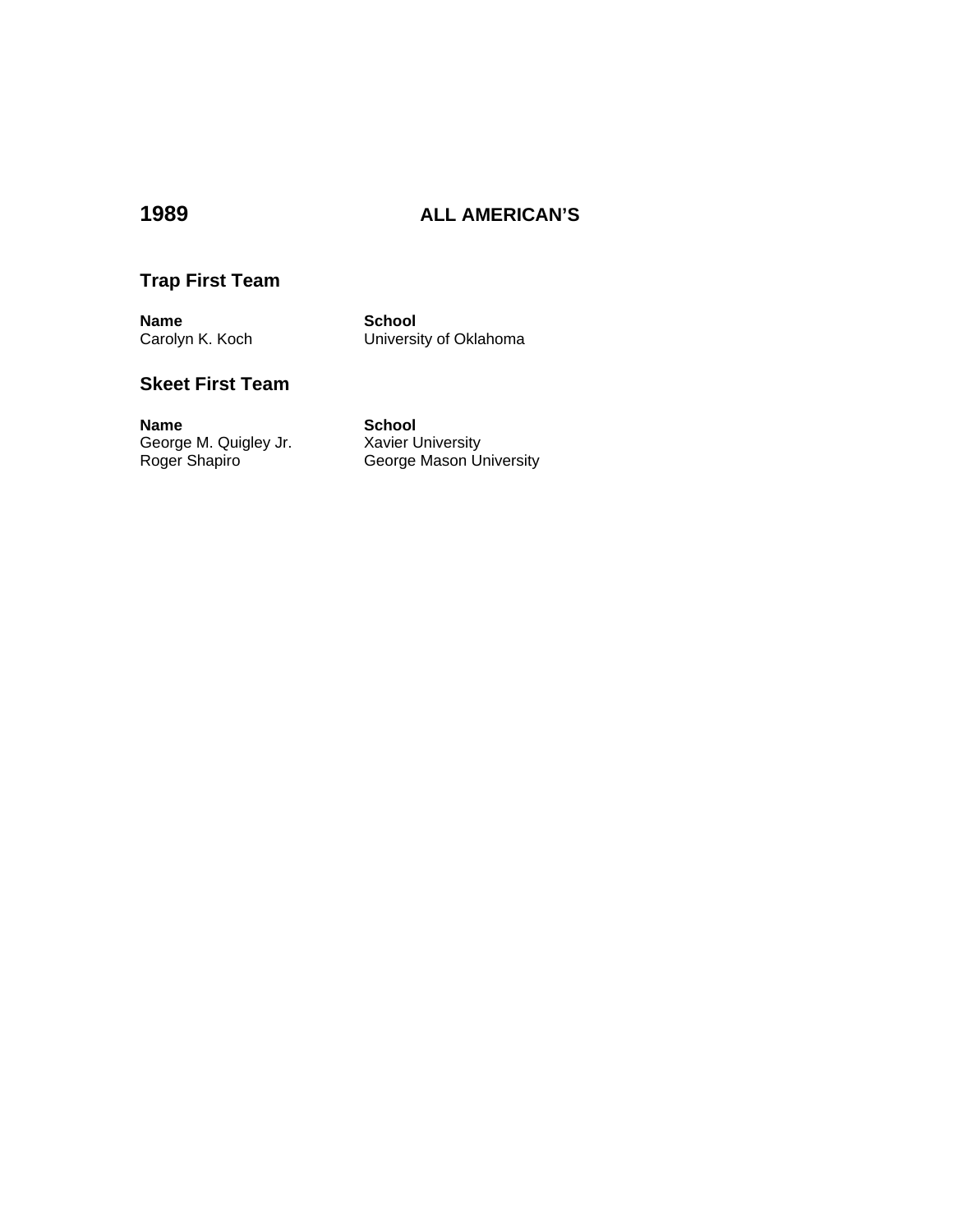# 1989 ALL AMERICAN'S

## Trap First Team

| Name | School |
|---|---|
| Carolyn K. Koch | University of Oklahoma |

## Skeet First Team

| Name | School |
|---|---|
| George M. Quigley Jr. | Xavier University |
| Roger Shapiro | George Mason University |